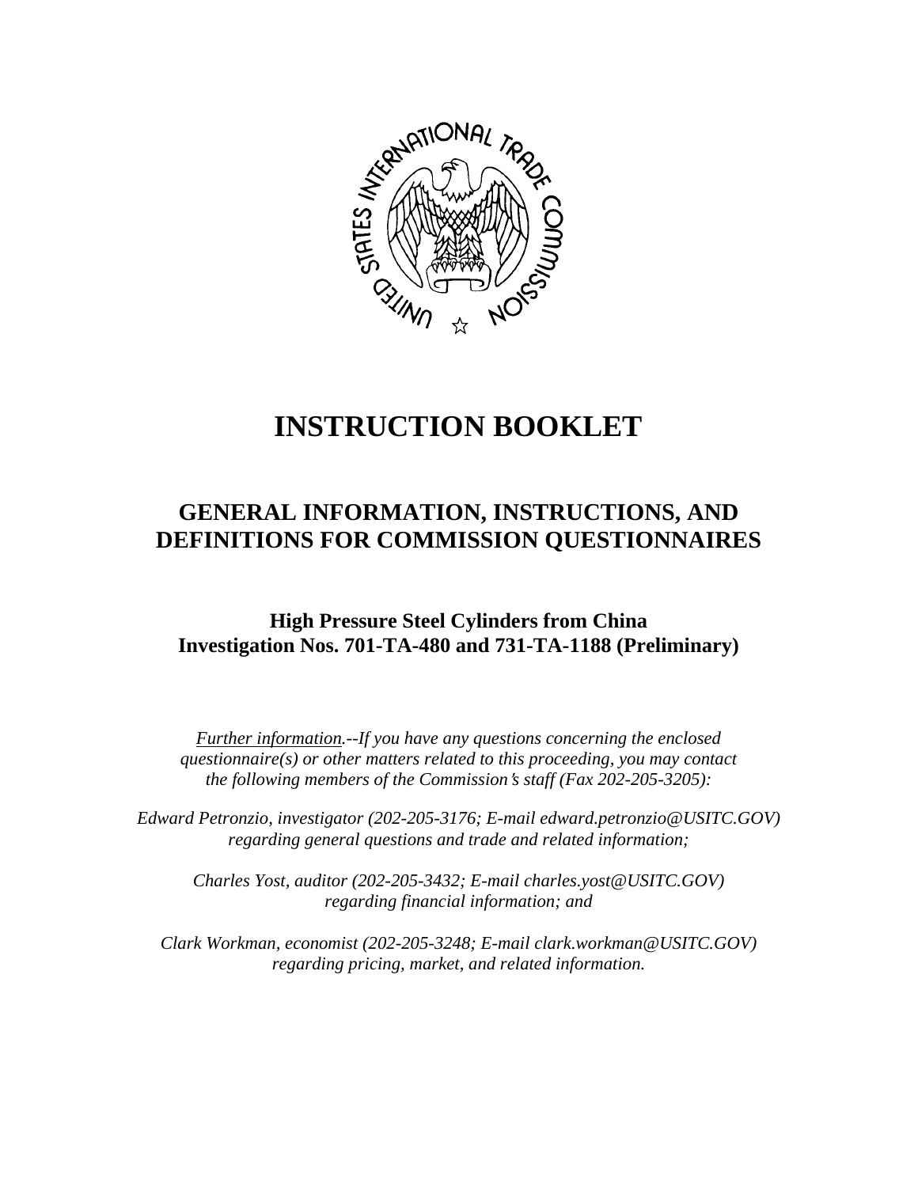# INSTRUCTION BOOKLET

## GENERAL INFORMATION, INSTRUCTIONS, AND DEFINITIONS FOR COMMISSION QUESTIONNAIRES

### High Pressure Steel Cylinders from China
### Investigation Nos. 701-TA-480 and 731-TA-1188 (Preliminary)

*<u>Further information</u>.--If you have any questions concerning the enclosed questionnaire(s) or other matters related to this proceeding, you may contact the following members of the Commission's staff (Fax 202-205-3205):*

*Edward Petronzio, investigator (202-205-3176; E-mail edward.petronzio@USITC.GOV) regarding general questions and trade and related information;*

*Charles Yost, auditor (202-205-3432; E-mail charles.yost@USITC.GOV) regarding financial information; and*

*Clark Workman, economist (202-205-3248; E-mail clark.workman@USITC.GOV) regarding pricing, market, and related information.*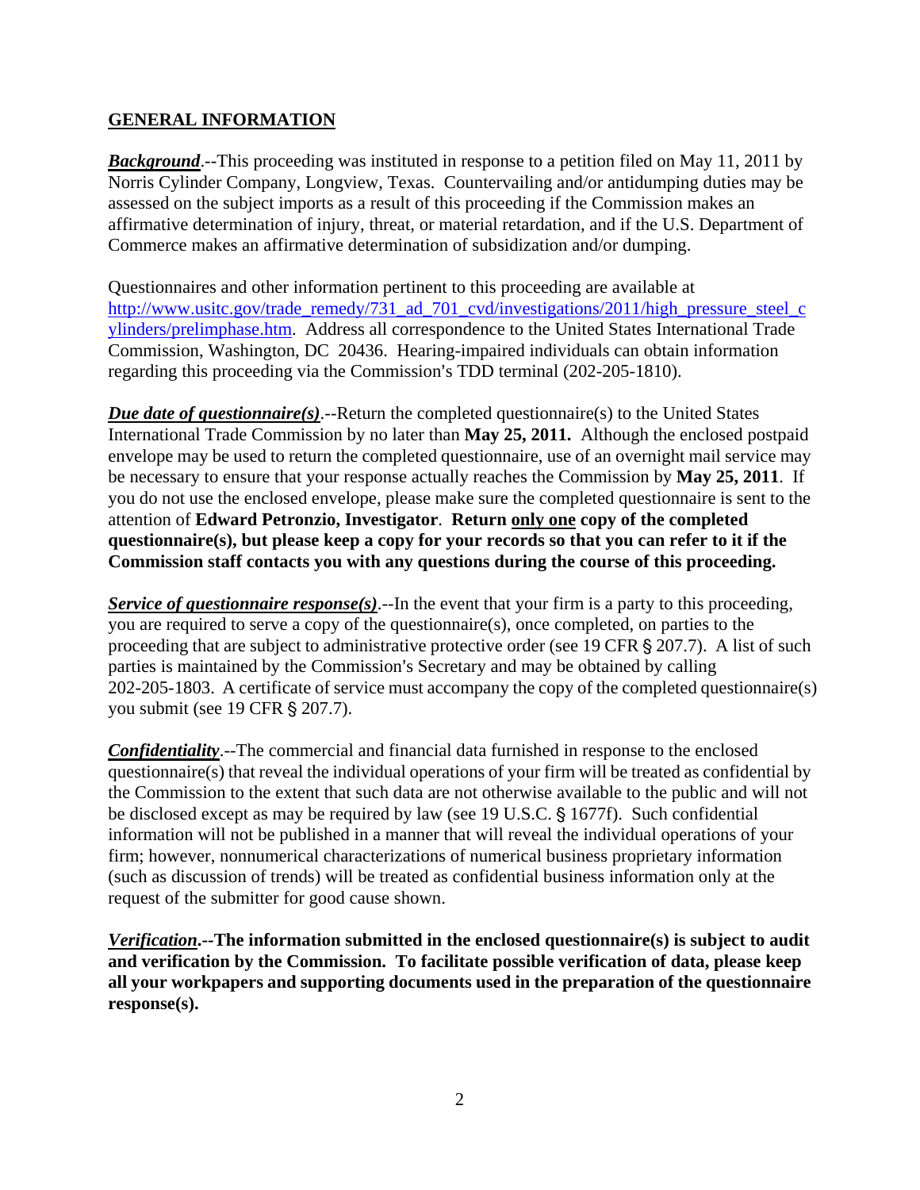## GENERAL INFORMATION

***Background***.--This proceeding was instituted in response to a petition filed on May 11, 2011 by Norris Cylinder Company, Longview, Texas. Countervailing and/or antidumping duties may be assessed on the subject imports as a result of this proceeding if the Commission makes an affirmative determination of injury, threat, or material retardation, and if the U.S. Department of Commerce makes an affirmative determination of subsidization and/or dumping.

Questionnaires and other information pertinent to this proceeding are available at http://www.usitc.gov/trade_remedy/731_ad_701_cvd/investigations/2011/high_pressure_steel_cylinders/prelimphase.htm. Address all correspondence to the United States International Trade Commission, Washington, DC 20436. Hearing-impaired individuals can obtain information regarding this proceeding via the Commission's TDD terminal (202-205-1810).

***Due date of questionnaire(s)***.--Return the completed questionnaire(s) to the United States International Trade Commission by no later than **May 25, 2011.** Although the enclosed postpaid envelope may be used to return the completed questionnaire, use of an overnight mail service may be necessary to ensure that your response actually reaches the Commission by **May 25, 2011**. If you do not use the enclosed envelope, please make sure the completed questionnaire is sent to the attention of **Edward Petronzio, Investigator**. **Return only one copy of the completed questionnaire(s), but please keep a copy for your records so that you can refer to it if the Commission staff contacts you with any questions during the course of this proceeding.**

***Service of questionnaire response(s)***.--In the event that your firm is a party to this proceeding, you are required to serve a copy of the questionnaire(s), once completed, on parties to the proceeding that are subject to administrative protective order (see 19 CFR § 207.7). A list of such parties is maintained by the Commission's Secretary and may be obtained by calling 202-205-1803. A certificate of service must accompany the copy of the completed questionnaire(s) you submit (see 19 CFR § 207.7).

***Confidentiality***.--The commercial and financial data furnished in response to the enclosed questionnaire(s) that reveal the individual operations of your firm will be treated as confidential by the Commission to the extent that such data are not otherwise available to the public and will not be disclosed except as may be required by law (see 19 U.S.C. § 1677f). Such confidential information will not be published in a manner that will reveal the individual operations of your firm; however, nonnumerical characterizations of numerical business proprietary information (such as discussion of trends) will be treated as confidential business information only at the request of the submitter for good cause shown.

***Verification*.--The information submitted in the enclosed questionnaire(s) is subject to audit and verification by the Commission. To facilitate possible verification of data, please keep all your workpapers and supporting documents used in the preparation of the questionnaire response(s).**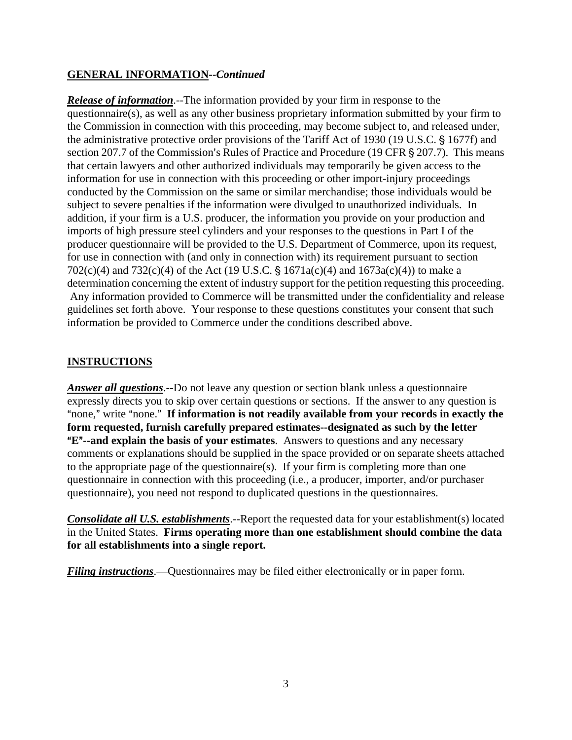**GENERAL INFORMATION--*Continued***

***Release of information***.--The information provided by your firm in response to the questionnaire(s), as well as any other business proprietary information submitted by your firm to the Commission in connection with this proceeding, may become subject to, and released under, the administrative protective order provisions of the Tariff Act of 1930 (19 U.S.C. § 1677f) and section 207.7 of the Commission's Rules of Practice and Procedure (19 CFR § 207.7). This means that certain lawyers and other authorized individuals may temporarily be given access to the information for use in connection with this proceeding or other import-injury proceedings conducted by the Commission on the same or similar merchandise; those individuals would be subject to severe penalties if the information were divulged to unauthorized individuals. In addition, if your firm is a U.S. producer, the information you provide on your production and imports of high pressure steel cylinders and your responses to the questions in Part I of the producer questionnaire will be provided to the U.S. Department of Commerce, upon its request, for use in connection with (and only in connection with) its requirement pursuant to section 702(c)(4) and 732(c)(4) of the Act (19 U.S.C. § 1671a(c)(4) and 1673a(c)(4)) to make a determination concerning the extent of industry support for the petition requesting this proceeding. Any information provided to Commerce will be transmitted under the confidentiality and release guidelines set forth above. Your response to these questions constitutes your consent that such information be provided to Commerce under the conditions described above.

**INSTRUCTIONS**

***Answer all questions***.--Do not leave any question or section blank unless a questionnaire expressly directs you to skip over certain questions or sections. If the answer to any question is "none," write "none." **If information is not readily available from your records in exactly the form requested, furnish carefully prepared estimates--designated as such by the letter "E"--and explain the basis of your estimates**. Answers to questions and any necessary comments or explanations should be supplied in the space provided or on separate sheets attached to the appropriate page of the questionnaire(s). If your firm is completing more than one questionnaire in connection with this proceeding (i.e., a producer, importer, and/or purchaser questionnaire), you need not respond to duplicated questions in the questionnaires.

***Consolidate all U.S. establishments***.--Report the requested data for your establishment(s) located in the United States. **Firms operating more than one establishment should combine the data for all establishments into a single report.**

***Filing instructions***.—Questionnaires may be filed either electronically or in paper form.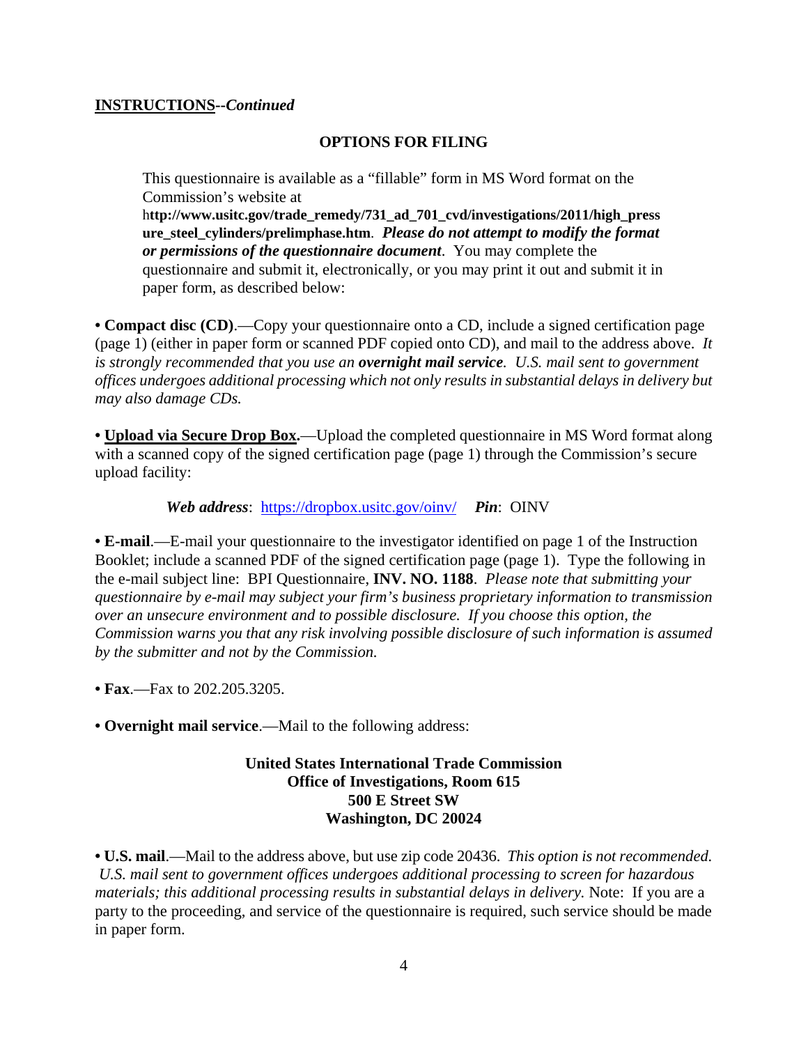**INSTRUCTIONS**--*Continued*

## OPTIONS FOR FILING

This questionnaire is available as a "fillable" form in MS Word format on the Commission's website at h**ttp://www.usitc.gov/trade_remedy/731_ad_701_cvd/investigations/2011/high_pressure_steel_cylinders/prelimphase.htm**. ***Please do not attempt to modify the format or permissions of the questionnaire document***. You may complete the questionnaire and submit it, electronically, or you may print it out and submit it in paper form, as described below:

• **Compact disc (CD)**.—Copy your questionnaire onto a CD, include a signed certification page (page 1) (either in paper form or scanned PDF copied onto CD), and mail to the address above. *It is strongly recommended that you use an **overnight mail service**. U.S. mail sent to government offices undergoes additional processing which not only results in substantial delays in delivery but may also damage CDs.*

• **Upload via Secure Drop Box.**—Upload the completed questionnaire in MS Word format along with a scanned copy of the signed certification page (page 1) through the Commission's secure upload facility:

***Web address***: https://dropbox.usitc.gov/oinv/ ***Pin***: OINV

• **E-mail**.—E-mail your questionnaire to the investigator identified on page 1 of the Instruction Booklet; include a scanned PDF of the signed certification page (page 1). Type the following in the e-mail subject line: BPI Questionnaire, **INV. NO. 1188**. *Please note that submitting your questionnaire by e-mail may subject your firm's business proprietary information to transmission over an unsecure environment and to possible disclosure. If you choose this option, the Commission warns you that any risk involving possible disclosure of such information is assumed by the submitter and not by the Commission.*

• **Fax**.—Fax to 202.205.3205.

• **Overnight mail service**.—Mail to the following address:

**United States International Trade Commission**
**Office of Investigations, Room 615**
**500 E Street SW**
**Washington, DC 20024**

• **U.S. mail**.—Mail to the address above, but use zip code 20436. *This option is not recommended. U.S. mail sent to government offices undergoes additional processing to screen for hazardous materials; this additional processing results in substantial delays in delivery.* Note: If you are a party to the proceeding, and service of the questionnaire is required, such service should be made in paper form.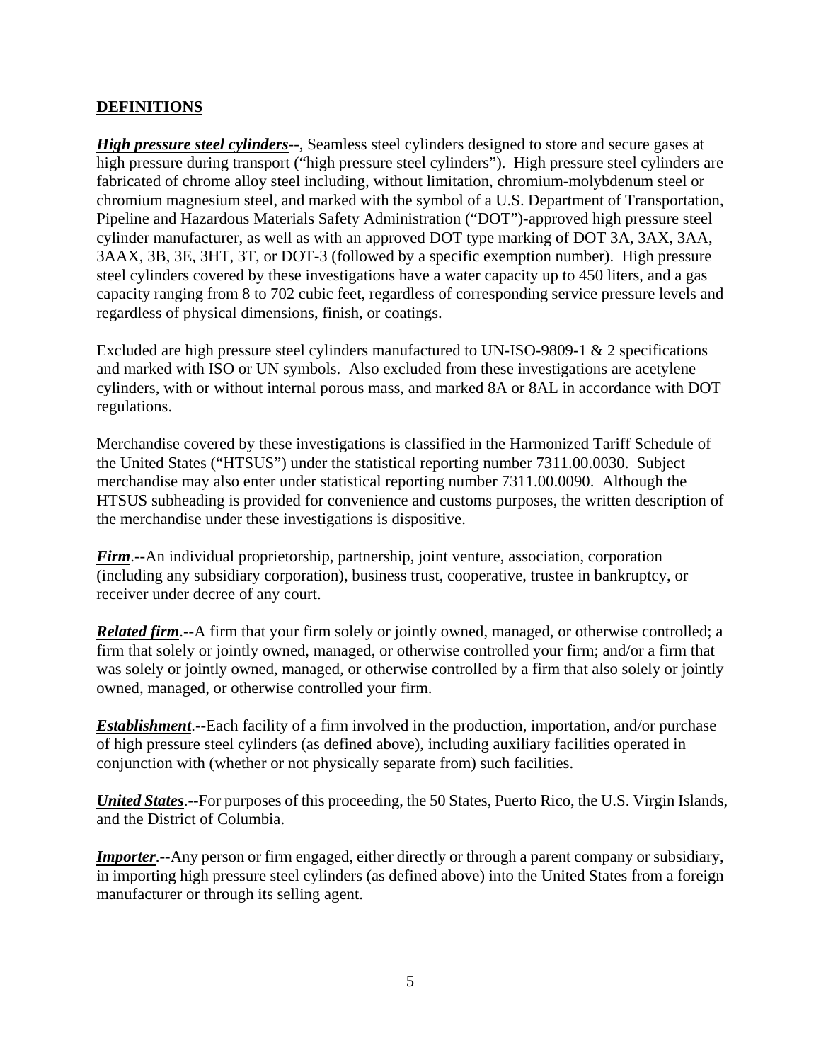## DEFINITIONS

***High pressure steel cylinders***--, Seamless steel cylinders designed to store and secure gases at high pressure during transport ("high pressure steel cylinders"). High pressure steel cylinders are fabricated of chrome alloy steel including, without limitation, chromium-molybdenum steel or chromium magnesium steel, and marked with the symbol of a U.S. Department of Transportation, Pipeline and Hazardous Materials Safety Administration ("DOT")-approved high pressure steel cylinder manufacturer, as well as with an approved DOT type marking of DOT 3A, 3AX, 3AA, 3AAX, 3B, 3E, 3HT, 3T, or DOT-3 (followed by a specific exemption number). High pressure steel cylinders covered by these investigations have a water capacity up to 450 liters, and a gas capacity ranging from 8 to 702 cubic feet, regardless of corresponding service pressure levels and regardless of physical dimensions, finish, or coatings.

Excluded are high pressure steel cylinders manufactured to UN-ISO-9809-1 & 2 specifications and marked with ISO or UN symbols. Also excluded from these investigations are acetylene cylinders, with or without internal porous mass, and marked 8A or 8AL in accordance with DOT regulations.

Merchandise covered by these investigations is classified in the Harmonized Tariff Schedule of the United States ("HTSUS") under the statistical reporting number 7311.00.0030. Subject merchandise may also enter under statistical reporting number 7311.00.0090. Although the HTSUS subheading is provided for convenience and customs purposes, the written description of the merchandise under these investigations is dispositive.

***Firm***.--An individual proprietorship, partnership, joint venture, association, corporation (including any subsidiary corporation), business trust, cooperative, trustee in bankruptcy, or receiver under decree of any court.

***Related firm***.--A firm that your firm solely or jointly owned, managed, or otherwise controlled; a firm that solely or jointly owned, managed, or otherwise controlled your firm; and/or a firm that was solely or jointly owned, managed, or otherwise controlled by a firm that also solely or jointly owned, managed, or otherwise controlled your firm.

***Establishment***.--Each facility of a firm involved in the production, importation, and/or purchase of high pressure steel cylinders (as defined above), including auxiliary facilities operated in conjunction with (whether or not physically separate from) such facilities.

***United States***.--For purposes of this proceeding, the 50 States, Puerto Rico, the U.S. Virgin Islands, and the District of Columbia.

***Importer***.--Any person or firm engaged, either directly or through a parent company or subsidiary, in importing high pressure steel cylinders (as defined above) into the United States from a foreign manufacturer or through its selling agent.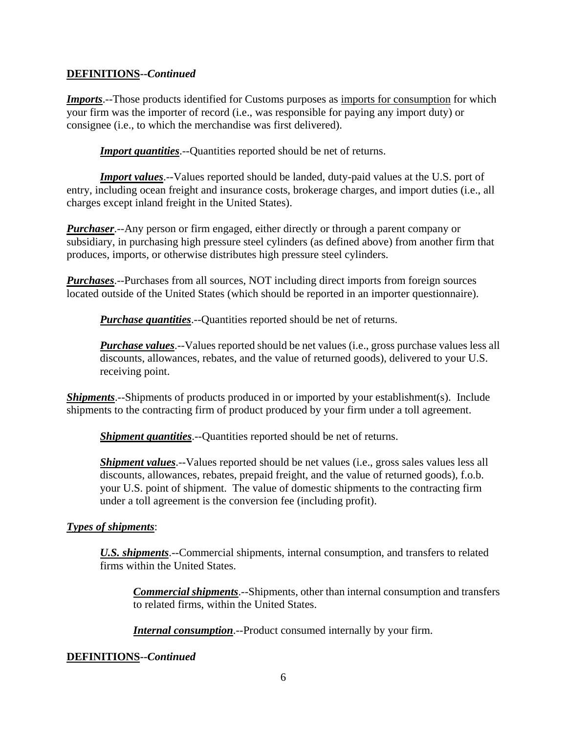## DEFINITIONS--*Continued*

***Imports***.--Those products identified for Customs purposes as imports for consumption for which your firm was the importer of record (i.e., was responsible for paying any import duty) or consignee (i.e., to which the merchandise was first delivered).

> ***Import quantities***.--Quantities reported should be net of returns.
>
> ***Import values***.--Values reported should be landed, duty-paid values at the U.S. port of entry, including ocean freight and insurance costs, brokerage charges, and import duties (i.e., all charges except inland freight in the United States).

***Purchaser***.--Any person or firm engaged, either directly or through a parent company or subsidiary, in purchasing high pressure steel cylinders (as defined above) from another firm that produces, imports, or otherwise distributes high pressure steel cylinders.

***Purchases***.--Purchases from all sources, NOT including direct imports from foreign sources located outside of the United States (which should be reported in an importer questionnaire).

> ***Purchase quantities***.--Quantities reported should be net of returns.
>
> ***Purchase values***.--Values reported should be net values (i.e., gross purchase values less all discounts, allowances, rebates, and the value of returned goods), delivered to your U.S. receiving point.

***Shipments***.--Shipments of products produced in or imported by your establishment(s). Include shipments to the contracting firm of product produced by your firm under a toll agreement.

> ***Shipment quantities***.--Quantities reported should be net of returns.
>
> ***Shipment values***.--Values reported should be net values (i.e., gross sales values less all discounts, allowances, rebates, prepaid freight, and the value of returned goods), f.o.b. your U.S. point of shipment. The value of domestic shipments to the contracting firm under a toll agreement is the conversion fee (including profit).

***Types of shipments***:

> ***U.S. shipments***.--Commercial shipments, internal consumption, and transfers to related firms within the United States.
>
> > ***Commercial shipments***.--Shipments, other than internal consumption and transfers to related firms, within the United States.
> >
> > ***Internal consumption***.--Product consumed internally by your firm.

## DEFINITIONS--*Continued*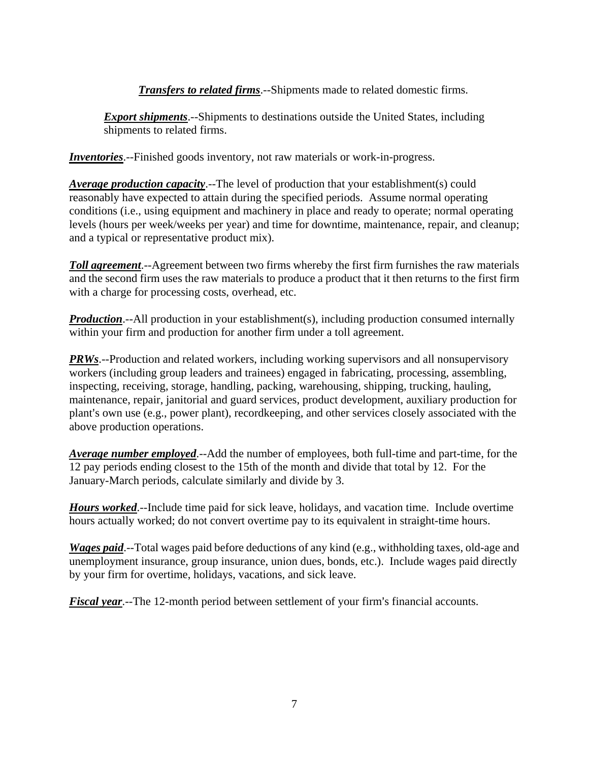***Transfers to related firms***.--Shipments made to related domestic firms.

***Export shipments***.--Shipments to destinations outside the United States, including shipments to related firms.

***Inventories***.--Finished goods inventory, not raw materials or work-in-progress.

***Average production capacity***.--The level of production that your establishment(s) could reasonably have expected to attain during the specified periods. Assume normal operating conditions (i.e., using equipment and machinery in place and ready to operate; normal operating levels (hours per week/weeks per year) and time for downtime, maintenance, repair, and cleanup; and a typical or representative product mix).

***Toll agreement***.--Agreement between two firms whereby the first firm furnishes the raw materials and the second firm uses the raw materials to produce a product that it then returns to the first firm with a charge for processing costs, overhead, etc.

***Production***.--All production in your establishment(s), including production consumed internally within your firm and production for another firm under a toll agreement.

***PRWs***.--Production and related workers, including working supervisors and all nonsupervisory workers (including group leaders and trainees) engaged in fabricating, processing, assembling, inspecting, receiving, storage, handling, packing, warehousing, shipping, trucking, hauling, maintenance, repair, janitorial and guard services, product development, auxiliary production for plant's own use (e.g., power plant), recordkeeping, and other services closely associated with the above production operations.

***Average number employed***.--Add the number of employees, both full-time and part-time, for the 12 pay periods ending closest to the 15th of the month and divide that total by 12. For the January-March periods, calculate similarly and divide by 3.

***Hours worked***.--Include time paid for sick leave, holidays, and vacation time. Include overtime hours actually worked; do not convert overtime pay to its equivalent in straight-time hours.

***Wages paid***.--Total wages paid before deductions of any kind (e.g., withholding taxes, old-age and unemployment insurance, group insurance, union dues, bonds, etc.). Include wages paid directly by your firm for overtime, holidays, vacations, and sick leave.

***Fiscal year***.--The 12-month period between settlement of your firm's financial accounts.